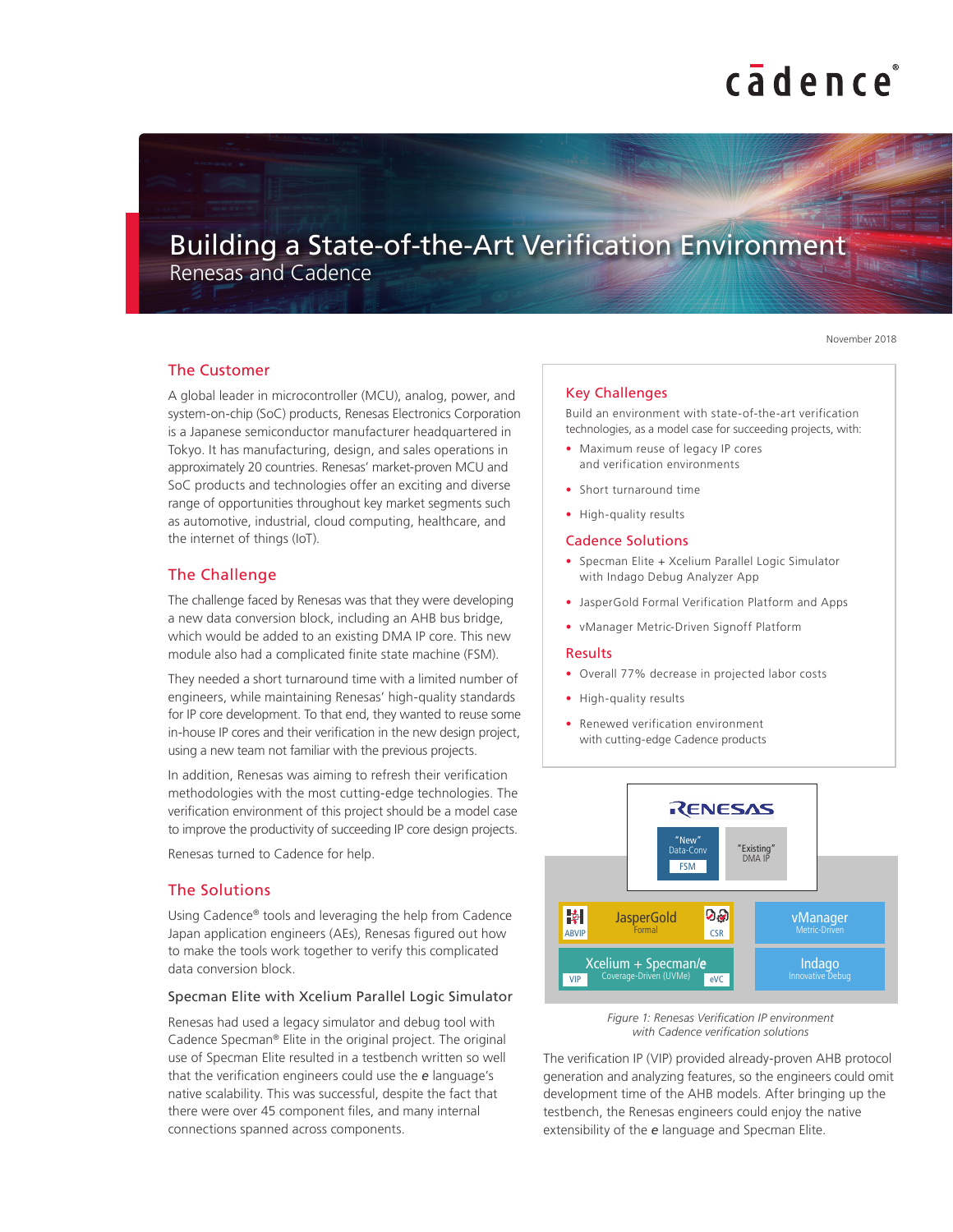# Building a State-of-the-Art Verification Environment

## Renesas and Cadence

November 2018

## The Customer

A global leader in microcontroller (MCU), analog, power, and system-on-chip (SoC) products, Renesas Electronics Corporation is a Japanese semiconductor manufacturer headquartered in Tokyo. It has manufacturing, design, and sales operations in approximately 20 countries. Renesas' market-proven MCU and SoC products and technologies offer an exciting and diverse range of opportunities throughout key market segments such as automotive, industrial, cloud computing, healthcare, and the internet of things (IoT).

## The Challenge

The challenge faced by Renesas was that they were developing a new data conversion block, including an AHB bus bridge, which would be added to an existing DMA IP core. This new module also had a complicated finite state machine (FSM).

They needed a short turnaround time with a limited number of engineers, while maintaining Renesas' high-quality standards for IP core development. To that end, they wanted to reuse some in-house IP cores and their verification in the new design project, using a new team not familiar with the previous projects.

In addition, Renesas was aiming to refresh their verification methodologies with the most cutting-edge technologies. The verification environment of this project should be a model case to improve the productivity of succeeding IP core design projects.

Renesas turned to Cadence for help.

## The Solutions

Using Cadence® tools and leveraging the help from Cadence Japan application engineers (AEs), Renesas figured out how to make the tools work together to verify this complicated data conversion block.

### Specman Elite with Xcelium Parallel Logic Simulator

Renesas had used a legacy simulator and debug tool with Cadence Specman® Elite in the original project. The original use of Specman Elite resulted in a testbench written so well that the verification engineers could use the ***e*** language's native scalability. This was successful, despite the fact that there were over 45 component files, and many internal connections spanned across components.

## Key Challenges

Build an environment with state-of-the-art verification technologies, as a model case for succeeding projects, with:

- Maximum reuse of legacy IP cores and verification environments
- Short turnaround time
- High-quality results

## Cadence Solutions

- Specman Elite + Xcelium Parallel Logic Simulator with Indago Debug Analyzer App
- JasperGold Formal Verification Platform and Apps
- vManager Metric-Driven Signoff Platform

## Results

- Overall 77% decrease in projected labor costs
- High-quality results
- Renewed verification environment with cutting-edge Cadence products

*Figure 1: Renesas Verification IP environment with Cadence verification solutions*

The verification IP (VIP) provided already-proven AHB protocol generation and analyzing features, so the engineers could omit development time of the AHB models. After bringing up the testbench, the Renesas engineers could enjoy the native extensibility of the ***e*** language and Specman Elite.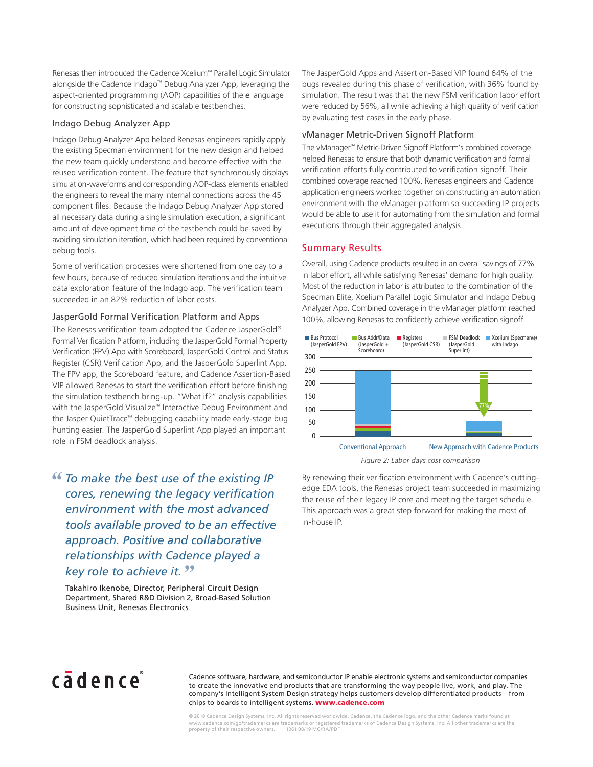Renesas then introduced the Cadence Xcelium™ Parallel Logic Simulator alongside the Cadence Indago™ Debug Analyzer App, leveraging the aspect-oriented programming (AOP) capabilities of the *e* language for constructing sophisticated and scalable testbenches.

### Indago Debug Analyzer App

Indago Debug Analyzer App helped Renesas engineers rapidly apply the existing Specman environment for the new design and helped the new team quickly understand and become effective with the reused verification content. The feature that synchronously displays simulation-waveforms and corresponding AOP-class elements enabled the engineers to reveal the many internal connections across the 45 component files. Because the Indago Debug Analyzer App stored all necessary data during a single simulation execution, a significant amount of development time of the testbench could be saved by avoiding simulation iteration, which had been required by conventional debug tools.

Some of verification processes were shortened from one day to a few hours, because of reduced simulation iterations and the intuitive data exploration feature of the Indago app. The verification team succeeded in an 82% reduction of labor costs.

### JasperGold Formal Verification Platform and Apps

The Renesas verification team adopted the Cadence JasperGold® Formal Verification Platform, including the JasperGold Formal Property Verification (FPV) App with Scoreboard, JasperGold Control and Status Register (CSR) Verification App, and the JasperGold Superlint App. The FPV app, the Scoreboard feature, and Cadence Assertion-Based VIP allowed Renesas to start the verification effort before finishing the simulation testbench bring-up. "What if?" analysis capabilities with the JasperGold Visualize™ Interactive Debug Environment and the Jasper QuietTrace™ debugging capability made early-stage bug hunting easier. The JasperGold Superlint App played an important role in FSM deadlock analysis.

> *"To make the best use of the existing IP cores, renewing the legacy verification environment with the most advanced tools available proved to be an effective approach. Positive and collaborative relationships with Cadence played a key role to achieve it."*
>
> Takahiro Ikenobe, Director, Peripheral Circuit Design Department, Shared R&D Division 2, Broad-Based Solution Business Unit, Renesas Electronics

The JasperGold Apps and Assertion-Based VIP found 64% of the bugs revealed during this phase of verification, with 36% found by simulation. The result was that the new FSM verification labor effort were reduced by 56%, all while achieving a high quality of verification by evaluating test cases in the early phase.

### vManager Metric-Driven Signoff Platform

The vManager™ Metric-Driven Signoff Platform's combined coverage helped Renesas to ensure that both dynamic verification and formal verification efforts fully contributed to verification signoff. Their combined coverage reached 100%. Renesas engineers and Cadence application engineers worked together on constructing an automation environment with the vManager platform so succeeding IP projects would be able to use it for automating from the simulation and formal executions through their aggregated analysis.

## Summary Results

Overall, using Cadence products resulted in an overall savings of 77% in labor effort, all while satisfying Renesas' demand for high quality. Most of the reduction in labor is attributed to the combination of the Specman Elite, Xcelium Parallel Logic Simulator and Indago Debug Analyzer App. Combined coverage in the vManager platform reached 100%, allowing Renesas to confidently achieve verification signoff.

Bus Protocol (JasperGold FPV)
Bus Addr/Data (JasperGold + Scoreboard)
Registers (JasperGold CSR)
FSM Deadlock (JasperGold Superlint)
Xcelium (Specman/*e*) with Indago

300
250
200
150
100
50
0

77%

Conventional Approach
New Approach with Cadence Products

*Figure 2: Labor days cost comparison*

By renewing their verification environment with Cadence's cutting-edge EDA tools, the Renesas project team succeeded in maximizing the reuse of their legacy IP core and meeting the target schedule. This approach was a great step forward for making the most of in-house IP.

cādence®

Cadence software, hardware, and semiconductor IP enable electronic systems and semiconductor companies to create the innovative end products that are transforming the way people live, work, and play. The company's Intelligent System Design strategy helps customers develop differentiated products—from chips to boards to intelligent systems. **www.cadence.com**

© 2019 Cadence Design Systems, Inc. All rights reserved worldwide. Cadence, the Cadence logo, and the other Cadence marks found at www.cadence.com/go/trademarks are trademarks or registered trademarks of Cadence Design Systems, Inc. All other trademarks are the property of their respective owners. 11361 08/19 MC/RA/PDF